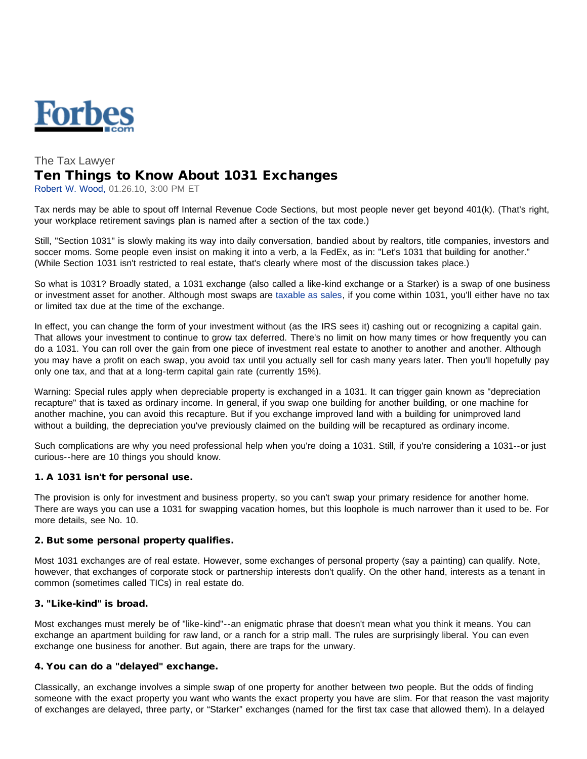Forbes.com

The Tax Lawyer

# Ten Things to Know About 1031 Exchanges

Robert W. Wood, 01.26.10, 3:00 PM ET

Tax nerds may be able to spout off Internal Revenue Code Sections, but most people never get beyond 401(k). (That's right, your workplace retirement savings plan is named after a section of the tax code.)

Still, "Section 1031" is slowly making its way into daily conversation, bandied about by realtors, title companies, investors and soccer moms. Some people even insist on making it into a verb, a la FedEx, as in: "Let's 1031 that building for another." (While Section 1031 isn't restricted to real estate, that's clearly where most of the discussion takes place.)

So what is 1031? Broadly stated, a 1031 exchange (also called a like-kind exchange or a Starker) is a swap of one business or investment asset for another. Although most swaps are taxable as sales, if you come within 1031, you'll either have no tax or limited tax due at the time of the exchange.

In effect, you can change the form of your investment without (as the IRS sees it) cashing out or recognizing a capital gain. That allows your investment to continue to grow tax deferred. There's no limit on how many times or how frequently you can do a 1031. You can roll over the gain from one piece of investment real estate to another to another and another. Although you may have a profit on each swap, you avoid tax until you actually sell for cash many years later. Then you'll hopefully pay only one tax, and that at a long-term capital gain rate (currently 15%).

Warning: Special rules apply when depreciable property is exchanged in a 1031. It can trigger gain known as "depreciation recapture" that is taxed as ordinary income. In general, if you swap one building for another building, or one machine for another machine, you can avoid this recapture. But if you exchange improved land with a building for unimproved land without a building, the depreciation you've previously claimed on the building will be recaptured as ordinary income.

Such complications are why you need professional help when you're doing a 1031. Still, if you're considering a 1031--or just curious--here are 10 things you should know.

### 1. A 1031 isn't for personal use.

The provision is only for investment and business property, so you can't swap your primary residence for another home. There are ways you can use a 1031 for swapping vacation homes, but this loophole is much narrower than it used to be. For more details, see No. 10.

### 2. But some personal property qualifies.

Most 1031 exchanges are of real estate. However, some exchanges of personal property (say a painting) can qualify. Note, however, that exchanges of corporate stock or partnership interests don't qualify. On the other hand, interests as a tenant in common (sometimes called TICs) in real estate do.

### 3. "Like-kind" is broad.

Most exchanges must merely be of "like-kind"--an enigmatic phrase that doesn't mean what you think it means. You can exchange an apartment building for raw land, or a ranch for a strip mall. The rules are surprisingly liberal. You can even exchange one business for another. But again, there are traps for the unwary.

### 4. You can do a "delayed" exchange.

Classically, an exchange involves a simple swap of one property for another between two people. But the odds of finding someone with the exact property you want who wants the exact property you have are slim. For that reason the vast majority of exchanges are delayed, three party, or "Starker" exchanges (named for the first tax case that allowed them). In a delayed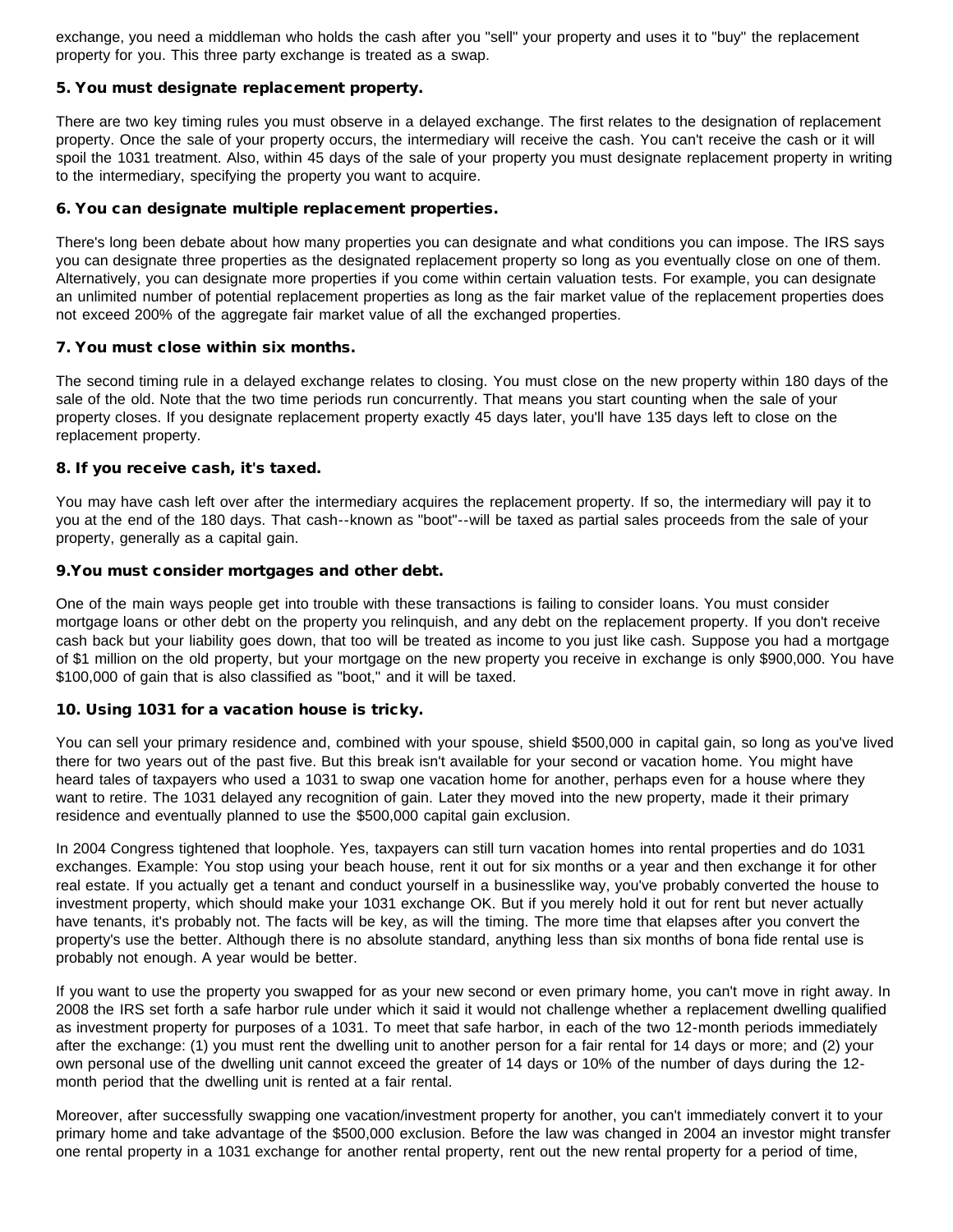exchange, you need a middleman who holds the cash after you "sell" your property and uses it to "buy" the replacement property for you. This three party exchange is treated as a swap.

### 5. You must designate replacement property.

There are two key timing rules you must observe in a delayed exchange. The first relates to the designation of replacement property. Once the sale of your property occurs, the intermediary will receive the cash. You can't receive the cash or it will spoil the 1031 treatment. Also, within 45 days of the sale of your property you must designate replacement property in writing to the intermediary, specifying the property you want to acquire.

### 6. You can designate multiple replacement properties.

There's long been debate about how many properties you can designate and what conditions you can impose. The IRS says you can designate three properties as the designated replacement property so long as you eventually close on one of them. Alternatively, you can designate more properties if you come within certain valuation tests. For example, you can designate an unlimited number of potential replacement properties as long as the fair market value of the replacement properties does not exceed 200% of the aggregate fair market value of all the exchanged properties.

### 7. You must close within six months.

The second timing rule in a delayed exchange relates to closing. You must close on the new property within 180 days of the sale of the old. Note that the two time periods run concurrently. That means you start counting when the sale of your property closes. If you designate replacement property exactly 45 days later, you'll have 135 days left to close on the replacement property.

### 8. If you receive cash, it's taxed.

You may have cash left over after the intermediary acquires the replacement property. If so, the intermediary will pay it to you at the end of the 180 days. That cash--known as "boot"--will be taxed as partial sales proceeds from the sale of your property, generally as a capital gain.

### 9.You must consider mortgages and other debt.

One of the main ways people get into trouble with these transactions is failing to consider loans. You must consider mortgage loans or other debt on the property you relinquish, and any debt on the replacement property. If you don't receive cash back but your liability goes down, that too will be treated as income to you just like cash. Suppose you had a mortgage of $1 million on the old property, but your mortgage on the new property you receive in exchange is only $900,000. You have $100,000 of gain that is also classified as "boot," and it will be taxed.

### 10. Using 1031 for a vacation house is tricky.

You can sell your primary residence and, combined with your spouse, shield $500,000 in capital gain, so long as you've lived there for two years out of the past five. But this break isn't available for your second or vacation home. You might have heard tales of taxpayers who used a 1031 to swap one vacation home for another, perhaps even for a house where they want to retire. The 1031 delayed any recognition of gain. Later they moved into the new property, made it their primary residence and eventually planned to use the $500,000 capital gain exclusion.

In 2004 Congress tightened that loophole. Yes, taxpayers can still turn vacation homes into rental properties and do 1031 exchanges. Example: You stop using your beach house, rent it out for six months or a year and then exchange it for other real estate. If you actually get a tenant and conduct yourself in a businesslike way, you've probably converted the house to investment property, which should make your 1031 exchange OK. But if you merely hold it out for rent but never actually have tenants, it's probably not. The facts will be key, as will the timing. The more time that elapses after you convert the property's use the better. Although there is no absolute standard, anything less than six months of bona fide rental use is probably not enough. A year would be better.

If you want to use the property you swapped for as your new second or even primary home, you can't move in right away. In 2008 the IRS set forth a safe harbor rule under which it said it would not challenge whether a replacement dwelling qualified as investment property for purposes of a 1031. To meet that safe harbor, in each of the two 12-month periods immediately after the exchange: (1) you must rent the dwelling unit to another person for a fair rental for 14 days or more; and (2) your own personal use of the dwelling unit cannot exceed the greater of 14 days or 10% of the number of days during the 12-month period that the dwelling unit is rented at a fair rental.

Moreover, after successfully swapping one vacation/investment property for another, you can't immediately convert it to your primary home and take advantage of the $500,000 exclusion. Before the law was changed in 2004 an investor might transfer one rental property in a 1031 exchange for another rental property, rent out the new rental property for a period of time,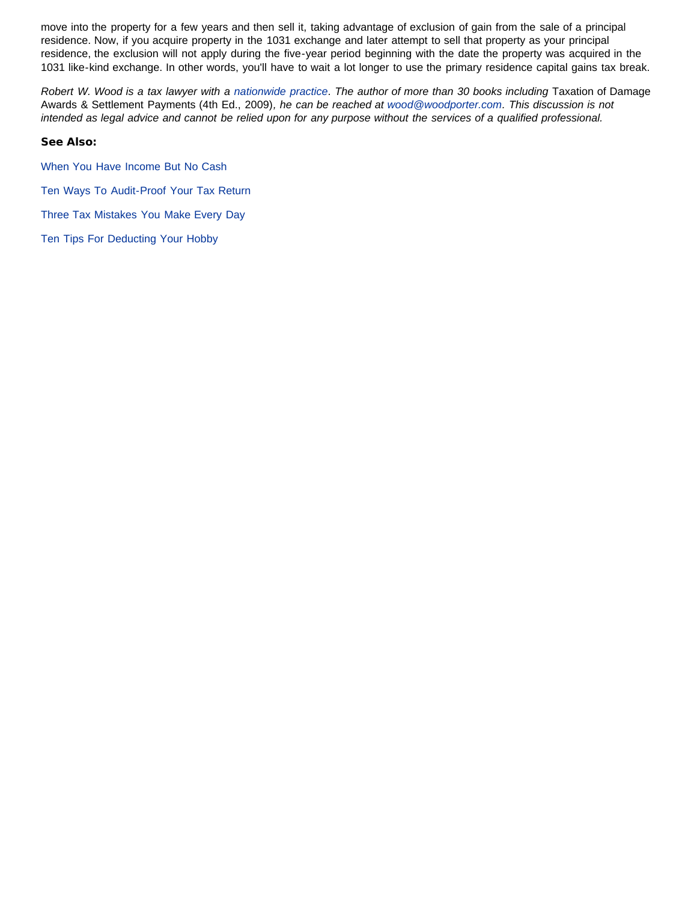move into the property for a few years and then sell it, taking advantage of exclusion of gain from the sale of a principal residence. Now, if you acquire property in the 1031 exchange and later attempt to sell that property as your principal residence, the exclusion will not apply during the five-year period beginning with the date the property was acquired in the 1031 like-kind exchange. In other words, you'll have to wait a lot longer to use the primary residence capital gains tax break.

*Robert W. Wood is a tax lawyer with a nationwide practice. The author of more than 30 books including* Taxation of Damage Awards & Settlement Payments (4th Ed., 2009)*, he can be reached at wood@woodporter.com. This discussion is not intended as legal advice and cannot be relied upon for any purpose without the services of a qualified professional.*

**See Also:**

When You Have Income But No Cash

Ten Ways To Audit-Proof Your Tax Return

Three Tax Mistakes You Make Every Day

Ten Tips For Deducting Your Hobby